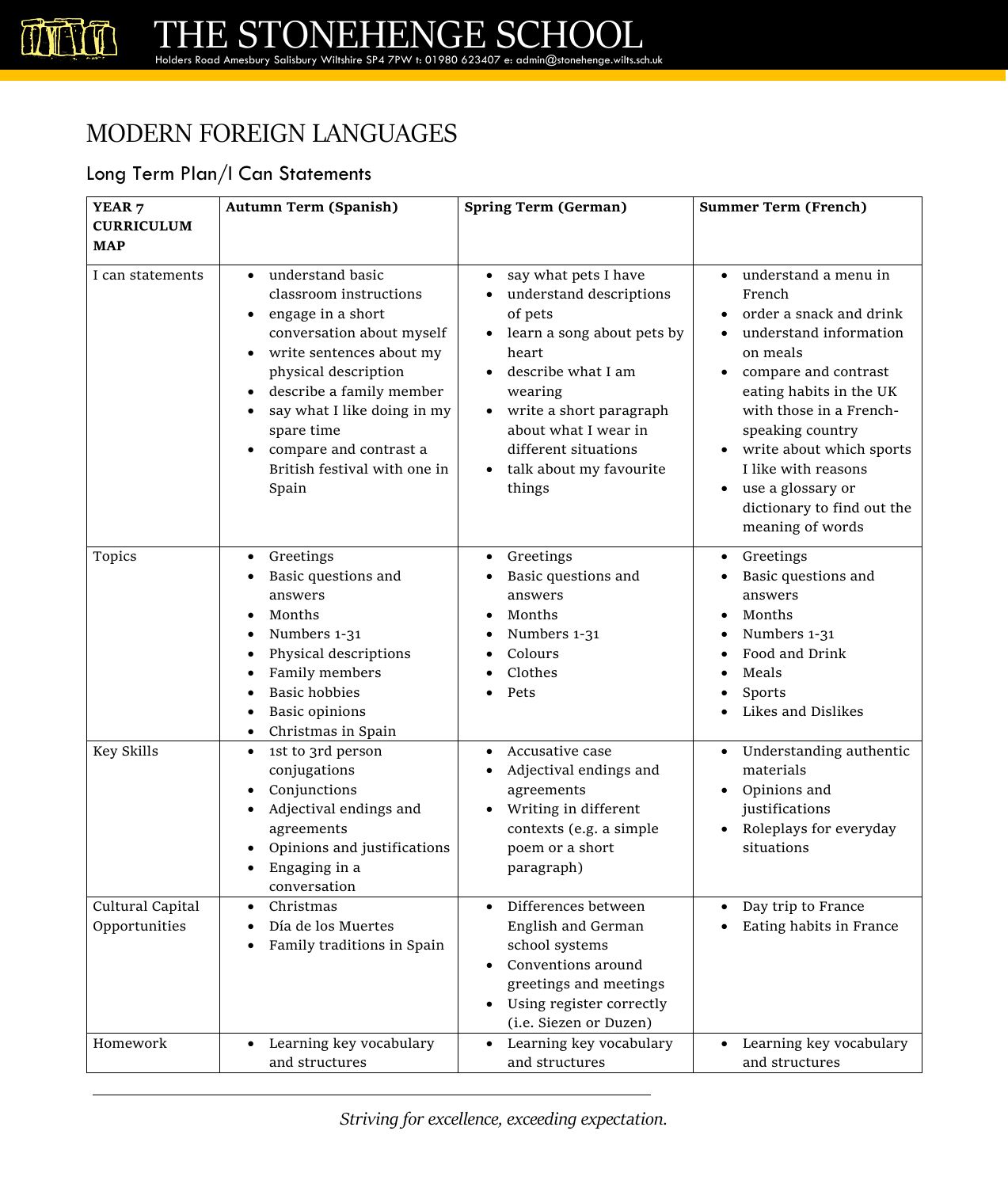# THE STONEHENGE SCHOOL

Holders Road Amesbury Salisbury Wiltshire SP4 7PW t: 01980 623407 e: admin@stonehenge.wilts.sch.uk

## MODERN FOREIGN LANGUAGES

### Long Term Plan/I Can Statements

| YEAR 7 CURRICULUM MAP | Autumn Term (Spanish) | Spring Term (German) | Summer Term (French) |
|---|---|---|---|
| I can statements | • understand basic classroom instructions<br>• engage in a short conversation about myself<br>• write sentences about my physical description<br>• describe a family member<br>• say what I like doing in my spare time<br>• compare and contrast a British festival with one in Spain | • say what pets I have<br>• understand descriptions of pets<br>• learn a song about pets by heart<br>• describe what I am wearing<br>• write a short paragraph about what I wear in different situations<br>• talk about my favourite things | • understand a menu in French<br>• order a snack and drink<br>• understand information on meals<br>• compare and contrast eating habits in the UK with those in a French-speaking country<br>• write about which sports I like with reasons<br>• use a glossary or dictionary to find out the meaning of words |
| Topics | • Greetings<br>• Basic questions and answers<br>• Months<br>• Numbers 1-31<br>• Physical descriptions<br>• Family members<br>• Basic hobbies<br>• Basic opinions<br>• Christmas in Spain | • Greetings<br>• Basic questions and answers<br>• Months<br>• Numbers 1-31<br>• Colours<br>• Clothes<br>• Pets | • Greetings<br>• Basic questions and answers<br>• Months<br>• Numbers 1-31<br>• Food and Drink<br>• Meals<br>• Sports<br>• Likes and Dislikes |
| Key Skills | • 1st to 3rd person conjugations<br>• Conjunctions<br>• Adjectival endings and agreements<br>• Opinions and justifications<br>• Engaging in a conversation | • Accusative case<br>• Adjectival endings and agreements<br>• Writing in different contexts (e.g. a simple poem or a short paragraph) | • Understanding authentic materials<br>• Opinions and justifications<br>• Roleplays for everyday situations |
| Cultural Capital Opportunities | • Christmas<br>• Día de los Muertes<br>• Family traditions in Spain | • Differences between English and German school systems<br>• Conventions around greetings and meetings<br>• Using register correctly (i.e. Siezen or Duzen) | • Day trip to France<br>• Eating habits in France |
| Homework | • Learning key vocabulary and structures | • Learning key vocabulary and structures | • Learning key vocabulary and structures |

*Striving for excellence, exceeding expectation.*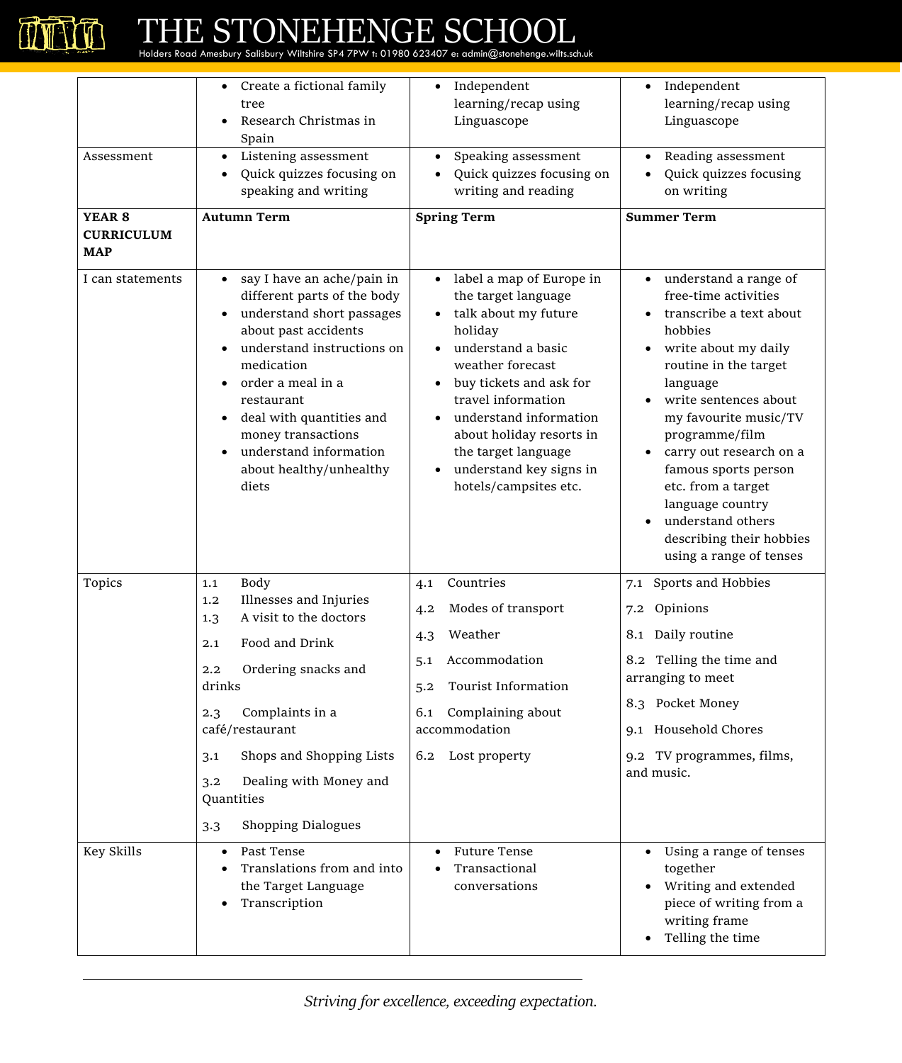| | | | |
|---|---|---|---|
| | • Create a fictional family tree<br>• Research Christmas in Spain | • Independent learning/recap using Linguascope | • Independent learning/recap using Linguascope |
| Assessment | • Listening assessment<br>• Quick quizzes focusing on speaking and writing | • Speaking assessment<br>• Quick quizzes focusing on writing and reading | • Reading assessment<br>• Quick quizzes focusing on writing |
| **YEAR 8 CURRICULUM MAP** | **Autumn Term** | **Spring Term** | **Summer Term** |
| I can statements | • say I have an ache/pain in different parts of the body<br>• understand short passages about past accidents<br>• understand instructions on medication<br>• order a meal in a restaurant<br>• deal with quantities and money transactions<br>• understand information about healthy/unhealthy diets | • label a map of Europe in the target language<br>• talk about my future holiday<br>• understand a basic weather forecast<br>• buy tickets and ask for travel information<br>• understand information about holiday resorts in the target language<br>• understand key signs in hotels/campsites etc. | • understand a range of free-time activities<br>• transcribe a text about hobbies<br>• write about my daily routine in the target language<br>• write sentences about my favourite music/TV programme/film<br>• carry out research on a famous sports person etc. from a target language country<br>• understand others describing their hobbies using a range of tenses |
| Topics | 1.1 Body<br>1.2 Illnesses and Injuries<br>1.3 A visit to the doctors<br>2.1 Food and Drink<br>2.2 Ordering snacks and drinks<br>2.3 Complaints in a café/restaurant<br>3.1 Shops and Shopping Lists<br>3.2 Dealing with Money and Quantities<br>3.3 Shopping Dialogues | 4.1 Countries<br>4.2 Modes of transport<br>4.3 Weather<br>5.1 Accommodation<br>5.2 Tourist Information<br>6.1 Complaining about accommodation<br>6.2 Lost property | 7.1 Sports and Hobbies<br>7.2 Opinions<br>8.1 Daily routine<br>8.2 Telling the time and arranging to meet<br>8.3 Pocket Money<br>9.1 Household Chores<br>9.2 TV programmes, films, and music. |
| Key Skills | • Past Tense<br>• Translations from and into the Target Language<br>• Transcription | • Future Tense<br>• Transactional conversations | • Using a range of tenses together<br>• Writing and extended piece of writing from a writing frame<br>• Telling the time |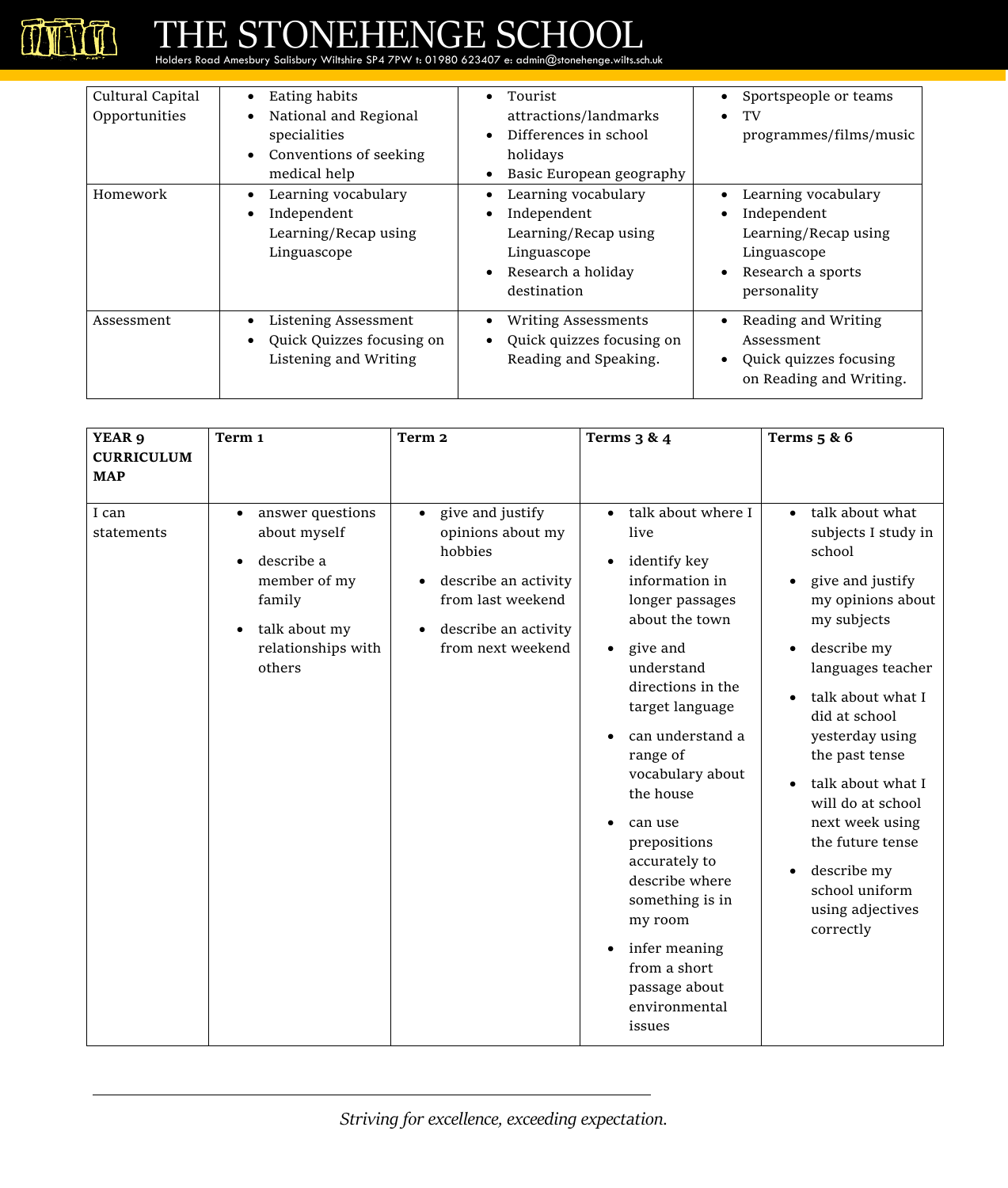| | | | |
|---|---|---|---|
| Cultural Capital Opportunities | • Eating habits<br>• National and Regional specialities<br>• Conventions of seeking medical help | • Tourist attractions/landmarks<br>• Differences in school holidays<br>• Basic European geography | • Sportspeople or teams<br>• TV programmes/films/music |
| Homework | • Learning vocabulary<br>• Independent Learning/Recap using Linguascope | • Learning vocabulary<br>• Independent Learning/Recap using Linguascope<br>• Research a holiday destination | • Learning vocabulary<br>• Independent Learning/Recap using Linguascope<br>• Research a sports personality |
| Assessment | • Listening Assessment<br>• Quick Quizzes focusing on Listening and Writing | • Writing Assessments<br>• Quick quizzes focusing on Reading and Speaking. | • Reading and Writing Assessment<br>• Quick quizzes focusing on Reading and Writing. |

| **YEAR 9 CURRICULUM MAP** | **Term 1** | **Term 2** | **Terms 3 & 4** | **Terms 5 & 6** |
|---|---|---|---|---|
| I can statements | • answer questions about myself<br>• describe a member of my family<br>• talk about my relationships with others | • give and justify opinions about my hobbies<br>• describe an activity from last weekend<br>• describe an activity from next weekend | • talk about where I live<br>• identify key information in longer passages about the town<br>• give and understand directions in the target language<br>• can understand a range of vocabulary about the house<br>• can use prepositions accurately to describe where something is in my room<br>• infer meaning from a short passage about environmental issues | • talk about what subjects I study in school<br>• give and justify my opinions about my subjects<br>• describe my languages teacher<br>• talk about what I did at school yesterday using the past tense<br>• talk about what I will do at school next week using the future tense<br>• describe my school uniform using adjectives correctly |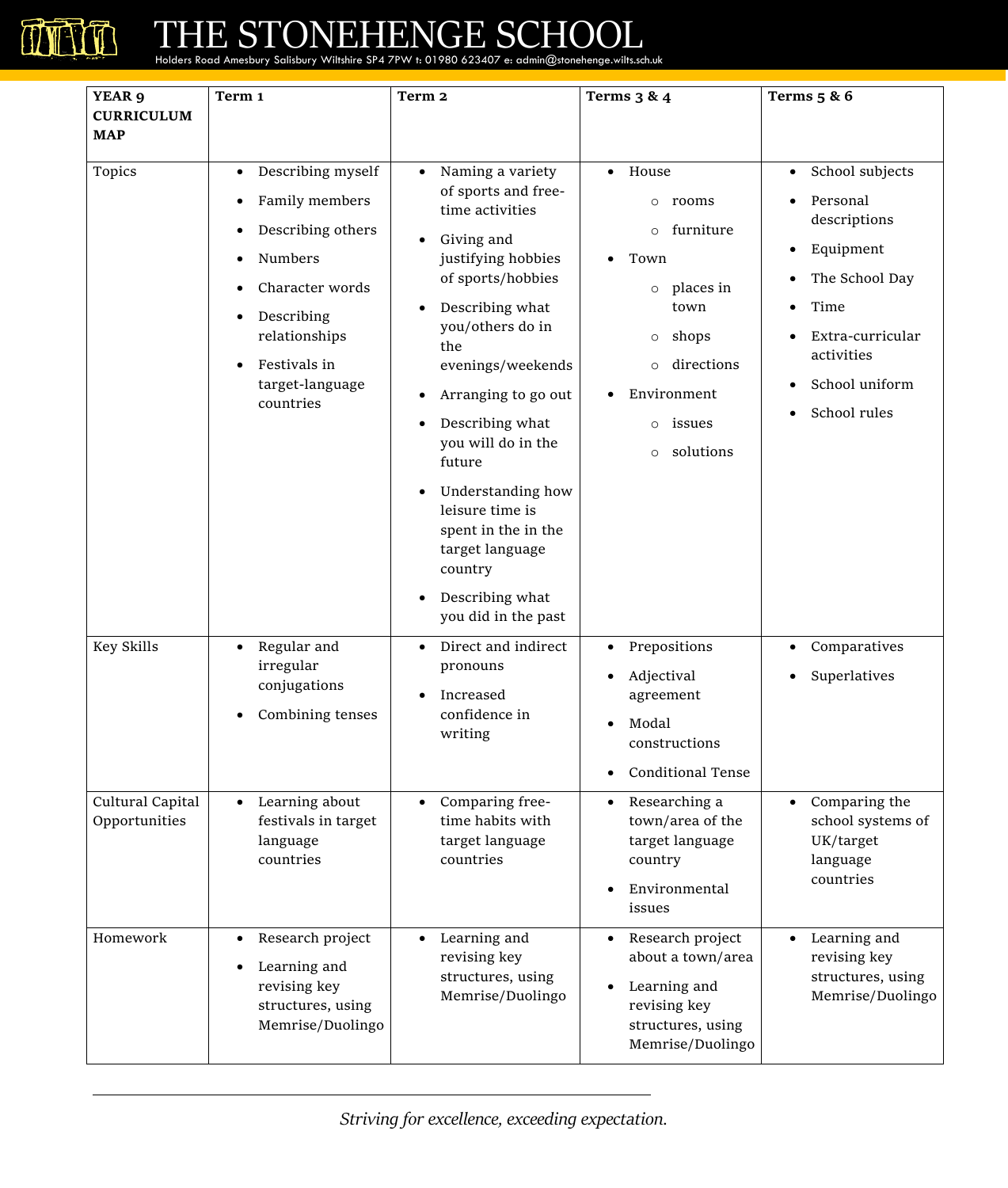| YEAR 9 CURRICULUM MAP | Term 1 | Term 2 | Terms 3 & 4 | Terms 5 & 6 |
|---|---|---|---|---|
| Topics | • Describing myself<br>• Family members<br>• Describing others<br>• Numbers<br>• Character words<br>• Describing relationships<br>• Festivals in target-language countries | • Naming a variety of sports and free-time activities<br>• Giving and justifying hobbies of sports/hobbies<br>• Describing what you/others do in the evenings/weekends<br>• Arranging to go out<br>• Describing what you will do in the future<br>• Understanding how leisure time is spent in the in the target language country<br>• Describing what you did in the past | • House<br>  ○ rooms<br>  ○ furniture<br>• Town<br>  ○ places in town<br>  ○ shops<br>  ○ directions<br>• Environment<br>  ○ issues<br>  ○ solutions | • School subjects<br>• Personal descriptions<br>• Equipment<br>• The School Day<br>• Time<br>• Extra-curricular activities<br>• School uniform<br>• School rules |
| Key Skills | • Regular and irregular conjugations<br>• Combining tenses | • Direct and indirect pronouns<br>• Increased confidence in writing | • Prepositions<br>• Adjectival agreement<br>• Modal constructions<br>• Conditional Tense | • Comparatives<br>• Superlatives |
| Cultural Capital Opportunities | • Learning about festivals in target language countries | • Comparing free-time habits with target language countries | • Researching a town/area of the target language country<br>• Environmental issues | • Comparing the school systems of UK/target language countries |
| Homework | • Research project<br>• Learning and revising key structures, using Memrise/Duolingo | • Learning and revising key structures, using Memrise/Duolingo | • Research project about a town/area<br>• Learning and revising key structures, using Memrise/Duolingo | • Learning and revising key structures, using Memrise/Duolingo |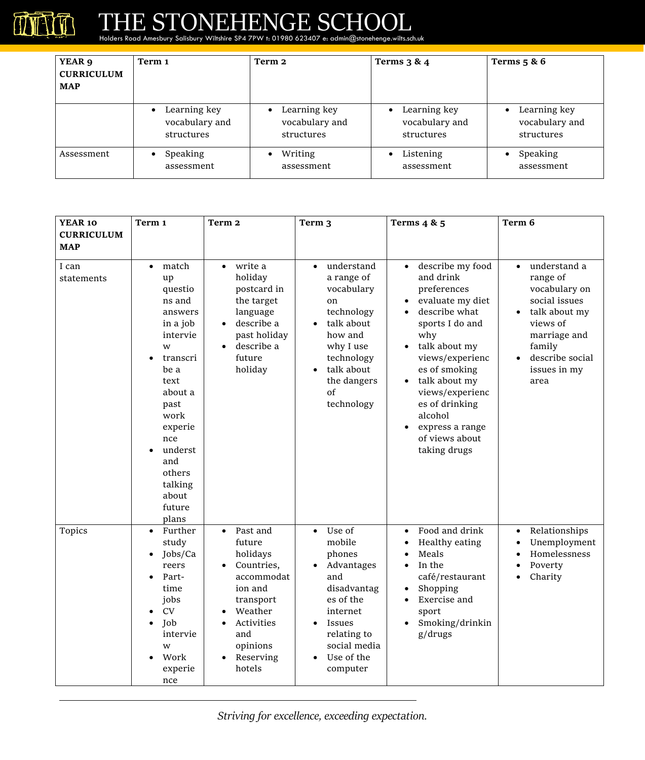| YEAR 9 CURRICULUM MAP | Term 1 | Term 2 | Terms 3 & 4 | Terms 5 & 6 |
|---|---|---|---|---|
| | • Learning key vocabulary and structures | • Learning key vocabulary and structures | • Learning key vocabulary and structures | • Learning key vocabulary and structures |
| Assessment | • Speaking assessment | • Writing assessment | • Listening assessment | • Speaking assessment |

| YEAR 10 CURRICULUM MAP | Term 1 | Term 2 | Term 3 | Terms 4 & 5 | Term 6 |
|---|---|---|---|---|---|
| I can statements | • match up questions and answers in a job interview<br>• transcribe a text about a past work experience<br>• understand others talking about future plans | • write a holiday postcard in the target language<br>• describe a past holiday<br>• describe a future holiday | • understand a range of vocabulary on technology<br>• talk about how and why I use technology<br>• talk about the dangers of technology | • describe my food and drink preferences<br>• evaluate my diet<br>• describe what sports I do and why<br>• talk about my views/experiences of smoking<br>• talk about my views/experiences of drinking alcohol<br>• express a range of views about taking drugs | • understand a range of vocabulary on social issues<br>• talk about my views of marriage and family<br>• describe social issues in my area |
| Topics | • Further study<br>• Jobs/Careers<br>• Part-time jobs<br>• CV<br>• Job interview<br>• Work experience | • Past and future holidays<br>• Countries, accommodation and transport<br>• Weather<br>• Activities and opinions<br>• Reserving hotels | • Use of mobile phones<br>• Advantages and disadvantages of the internet<br>• Issues relating to social media<br>• Use of the computer | • Food and drink<br>• Healthy eating<br>• Meals<br>• In the café/restaurant<br>• Shopping<br>• Exercise and sport<br>• Smoking/drinking/drugs | • Relationships<br>• Unemployment<br>• Homelessness<br>• Poverty<br>• Charity |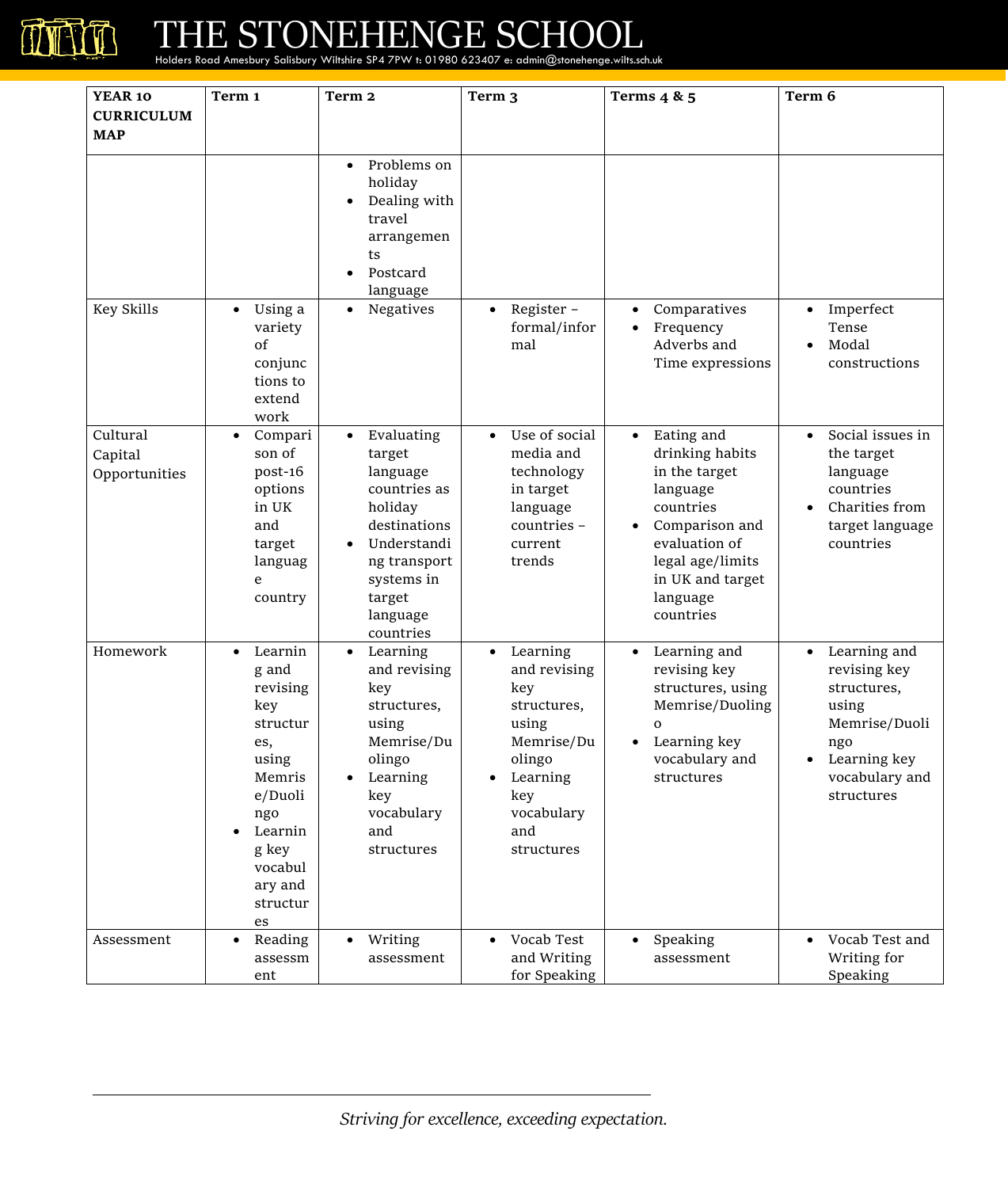| YEAR 10 CURRICULUM MAP | Term 1 | Term 2 | Term 3 | Terms 4 & 5 | Term 6 |
|---|---|---|---|---|---|
| | | • Problems on holiday<br>• Dealing with travel arrangements<br>• Postcard language | | | |
| Key Skills | • Using a variety of conjunctions to extend work | • Negatives | • Register – formal/informal | • Comparatives<br>• Frequency Adverbs and Time expressions | • Imperfect Tense<br>• Modal constructions |
| Cultural Capital Opportunities | • Comparison of post-16 options in UK and target language country | • Evaluating target language countries as holiday destinations<br>• Understanding transport systems in target language countries | • Use of social media and technology in target language countries – current trends | • Eating and drinking habits in the target language countries<br>• Comparison and evaluation of legal age/limits in UK and target language countries | • Social issues in the target language countries<br>• Charities from target language countries |
| Homework | • Learning and revising key structures, using Memrise/Duolingo<br>• Learning key vocabulary and structures | • Learning and revising key structures, using Memrise/Duolingo<br>• Learning key vocabulary and structures | • Learning and revising key structures, using Memrise/Duolingo<br>• Learning key vocabulary and structures | • Learning and revising key structures, using Memrise/Duolingo<br>• Learning key vocabulary and structures | • Learning and revising key structures, using Memrise/Duolingo<br>• Learning key vocabulary and structures |
| Assessment | • Reading assessment | • Writing assessment | • Vocab Test and Writing for Speaking | • Speaking assessment | • Vocab Test and Writing for Speaking |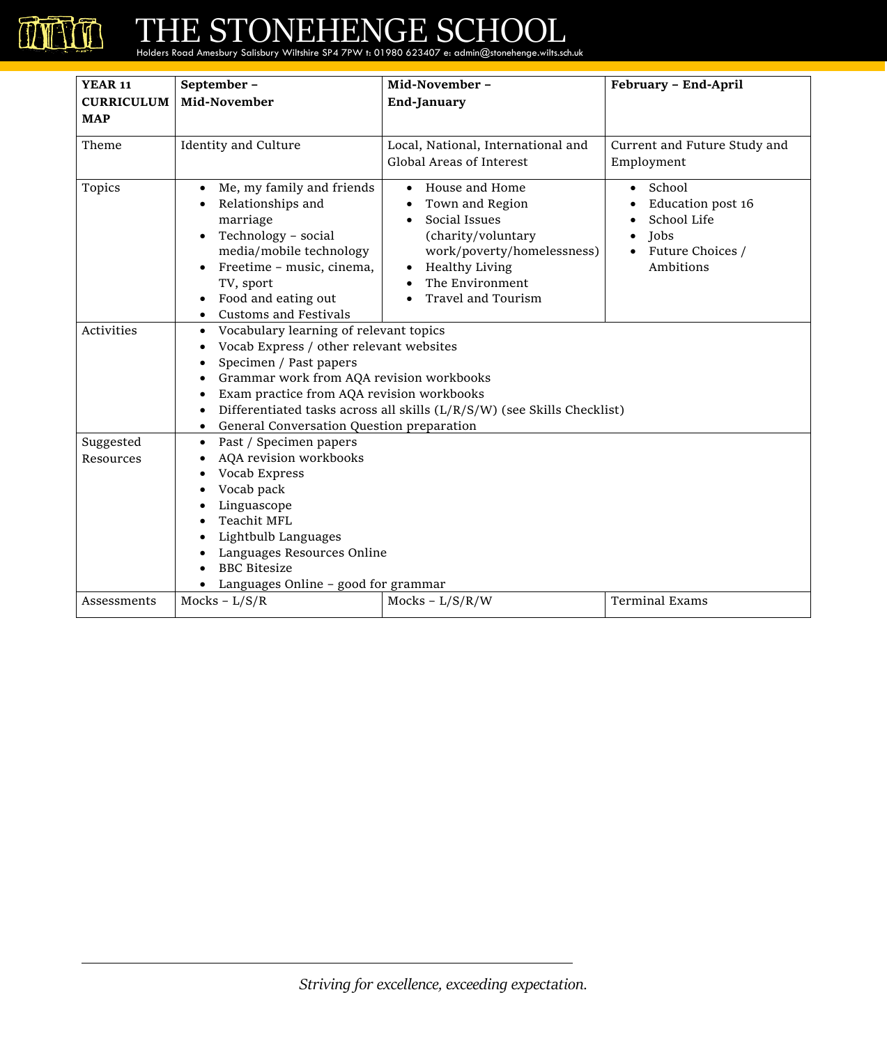# THE STONEHENGE SCHOOL

Holders Road Amesbury Salisbury Wiltshire SP4 7PW t: 01980 623407 e: admin@stonehenge.wilts.sch.uk

| **YEAR 11 CURRICULUM MAP** | **September – Mid-November** | **Mid-November – End-January** | **February – End-April** |
|---|---|---|---|
| Theme | Identity and Culture | Local, National, International and Global Areas of Interest | Current and Future Study and Employment |
| Topics | • Me, my family and friends<br>• Relationships and marriage<br>• Technology – social media/mobile technology<br>• Freetime – music, cinema, TV, sport<br>• Food and eating out<br>• Customs and Festivals | • House and Home<br>• Town and Region<br>• Social Issues (charity/voluntary work/poverty/homelessness)<br>• Healthy Living<br>• The Environment<br>• Travel and Tourism | • School<br>• Education post 16<br>• School Life<br>• Jobs<br>• Future Choices / Ambitions |
| Activities | • Vocabulary learning of relevant topics<br>• Vocab Express / other relevant websites<br>• Specimen / Past papers<br>• Grammar work from AQA revision workbooks<br>• Exam practice from AQA revision workbooks<br>• Differentiated tasks across all skills (L/R/S/W) (see Skills Checklist)<br>• General Conversation Question preparation | | |
| Suggested Resources | • Past / Specimen papers<br>• AQA revision workbooks<br>• Vocab Express<br>• Vocab pack<br>• Linguascope<br>• Teachit MFL<br>• Lightbulb Languages<br>• Languages Resources Online<br>• BBC Bitesize<br>• Languages Online – good for grammar | | |
| Assessments | Mocks – L/S/R | Mocks – L/S/R/W | Terminal Exams |

*Striving for excellence, exceeding expectation.*